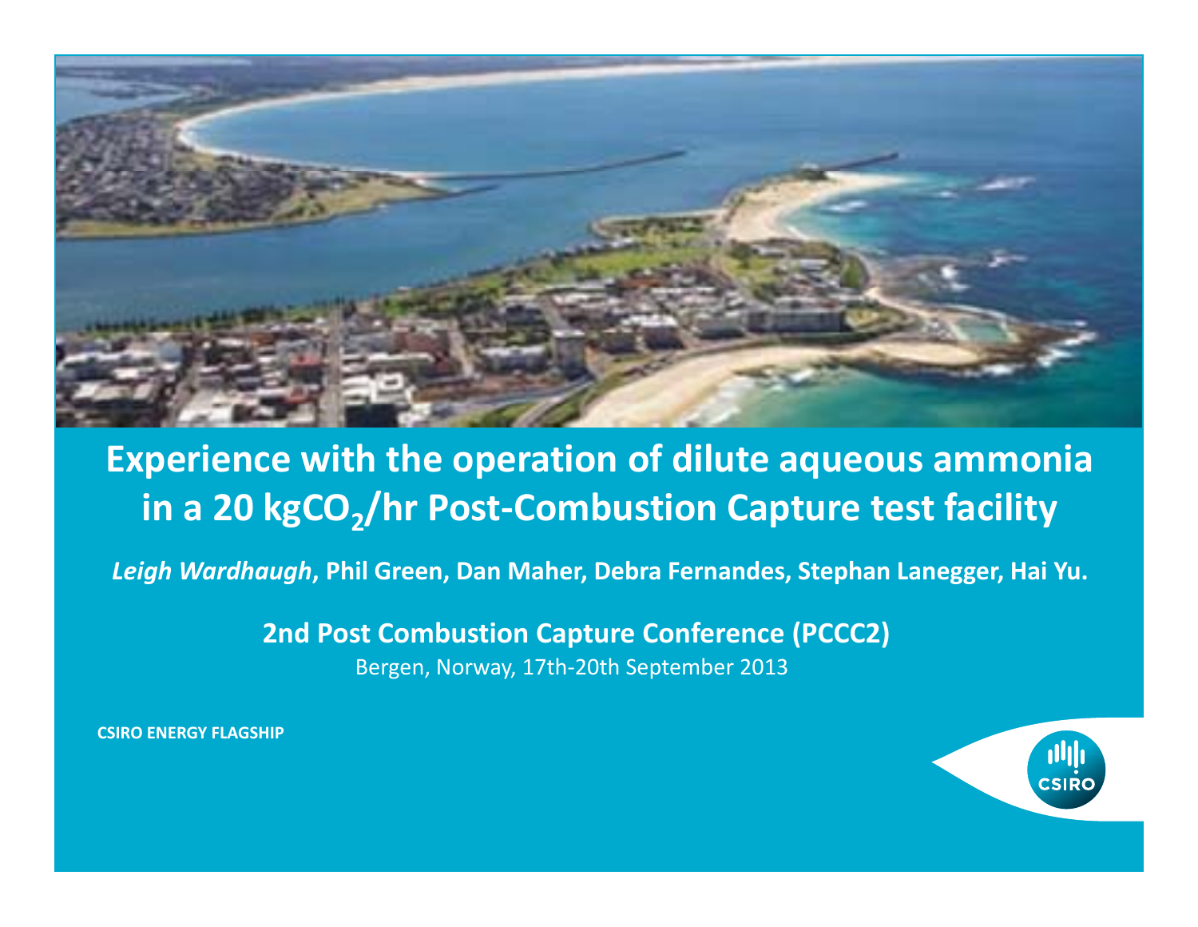# Experience with the operation of dilute aqueous ammonia in a 20 kg$CO_2$/hr Post-Combustion Capture test facility

*Leigh Wardhaugh*, **Phil Green, Dan Maher, Debra Fernandes, Stephan Lanegger, Hai Yu.**

**2nd Post Combustion Capture Conference (PCCC2)**

Bergen, Norway, 17th-20th September 2013

**CSIRO ENERGY FLAGSHIP**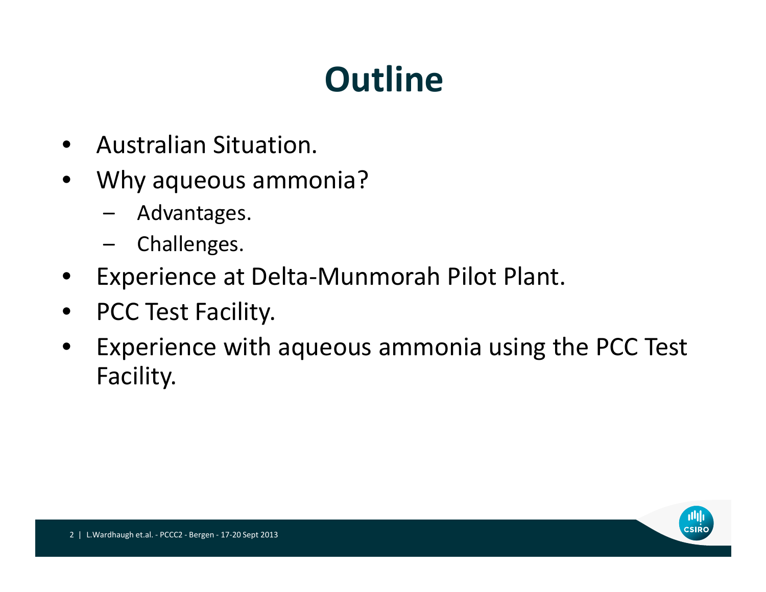# Outline

- Australian Situation.
- Why aqueous ammonia?
  - Advantages.
  - Challenges.
- Experience at Delta-Munmorah Pilot Plant.
- PCC Test Facility.
- Experience with aqueous ammonia using the PCC Test Facility.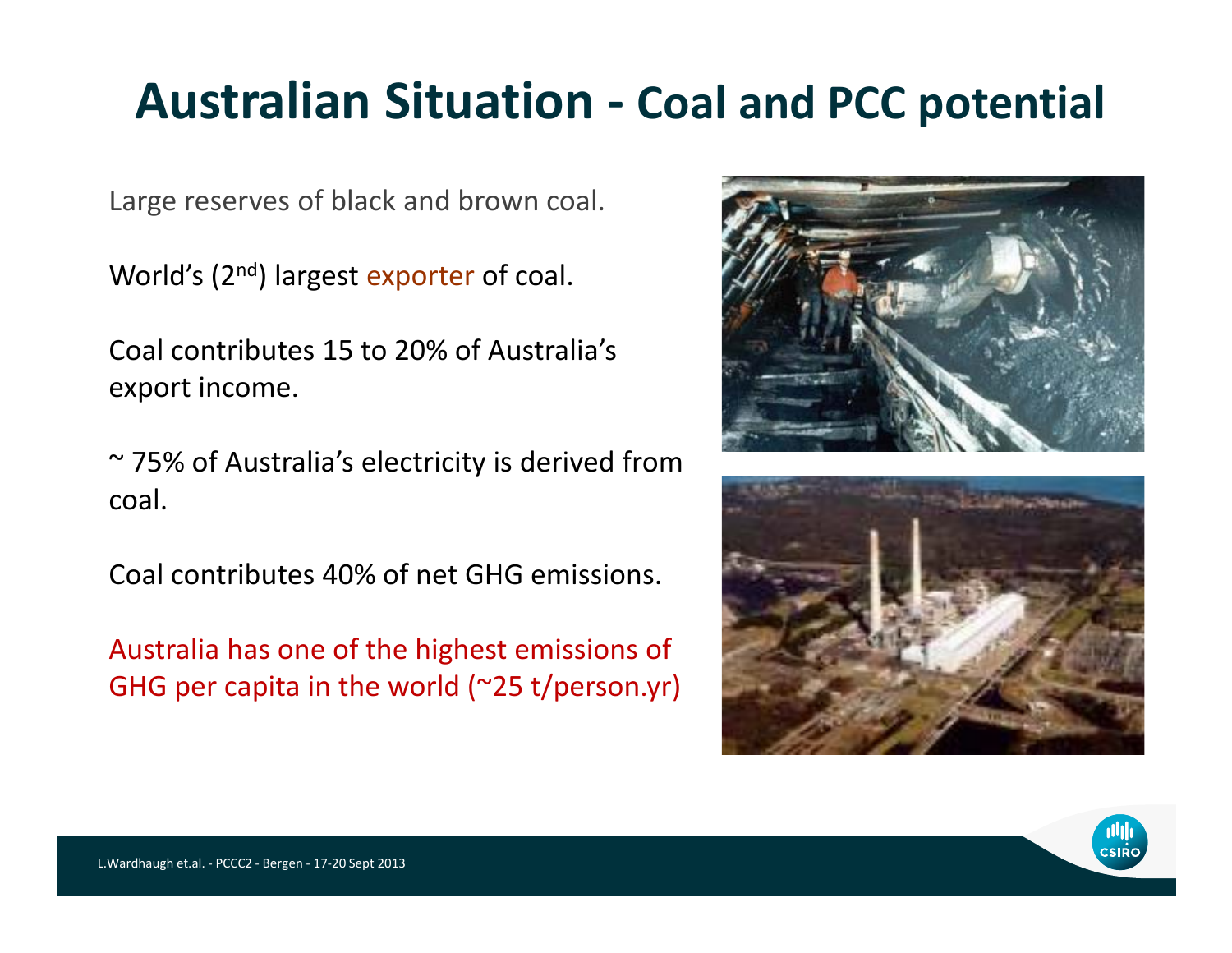# Australian Situation - Coal and PCC potential

Large reserves of black and brown coal.

World's (2nd) largest exporter of coal.

Coal contributes 15 to 20% of Australia's export income.

~ 75% of Australia's electricity is derived from coal.

Coal contributes 40% of net GHG emissions.

Australia has one of the highest emissions of GHG per capita in the world (~25 t/person.yr)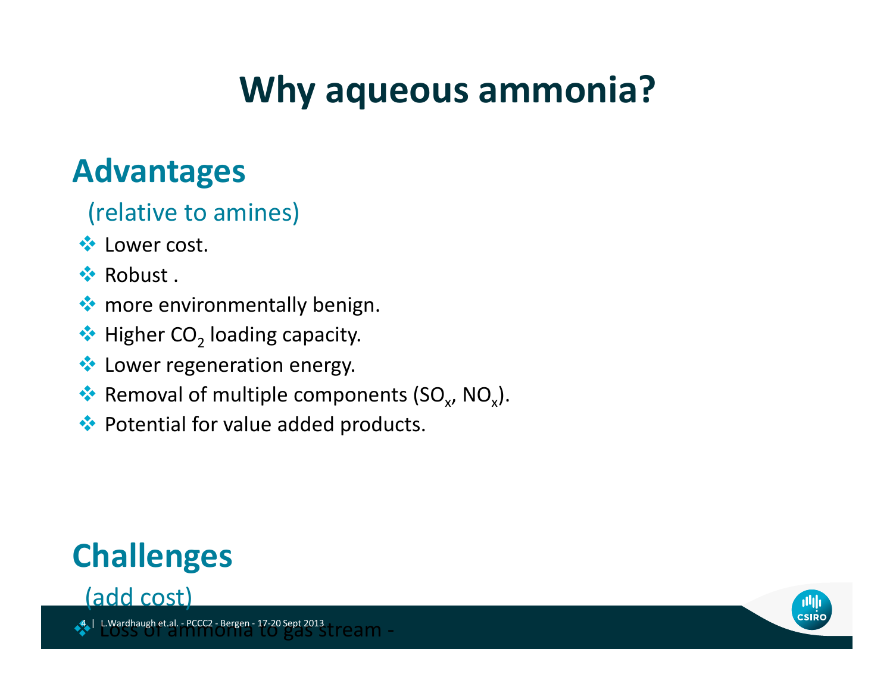# Why aqueous ammonia?

## Advantages

(relative to amines)

- Lower cost.
- Robust .
- more environmentally benign.
- Higher $CO_2$ loading capacity.
- Lower regeneration energy.
- Removal of multiple components ($SO_x$, $NO_x$).
- Potential for value added products.

## Challenges

(add cost)

- Loss of ammonia to gas stream -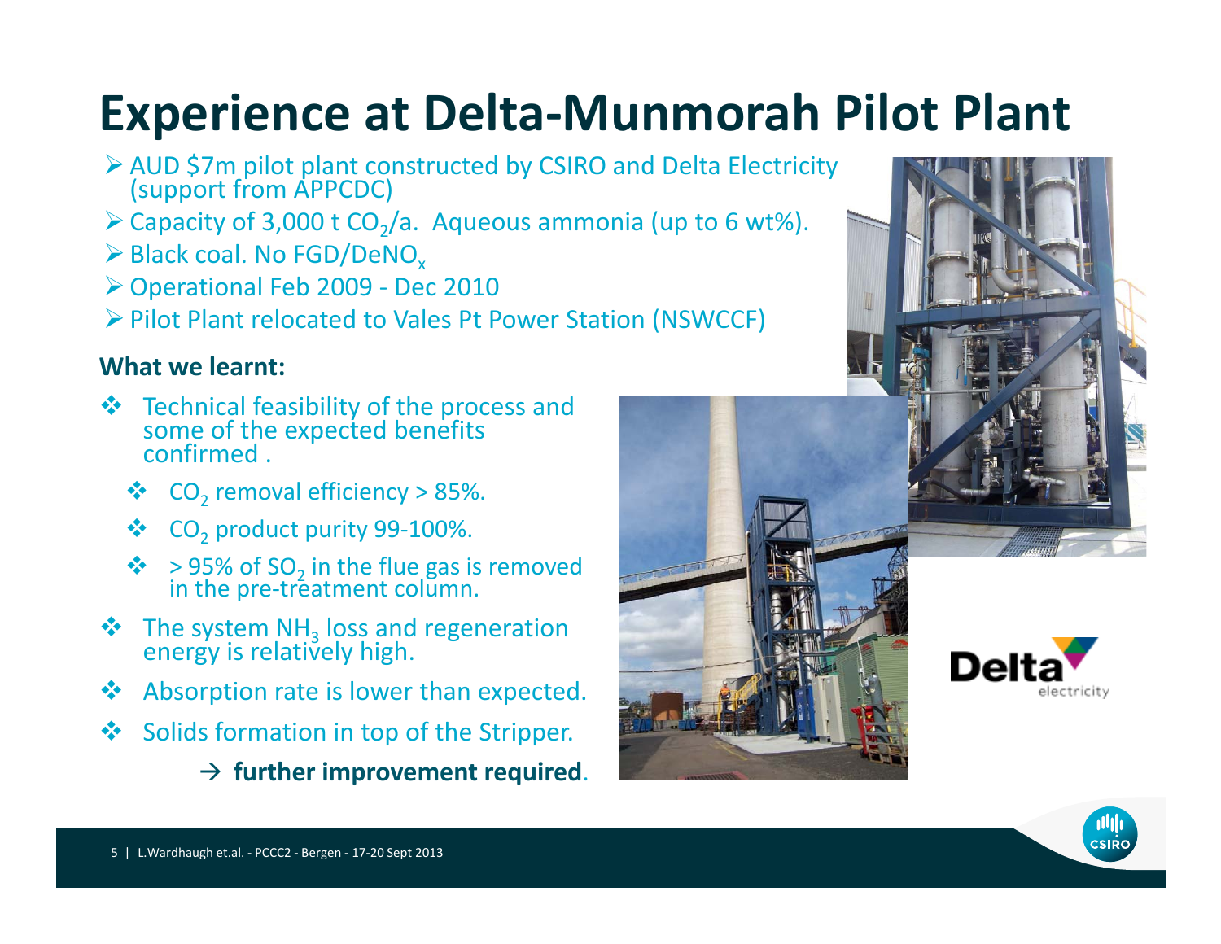# Experience at Delta-Munmorah Pilot Plant

- AUD \$7m pilot plant constructed by CSIRO and Delta Electricity (support from APPCDC)
- Capacity of 3,000 t $CO_2$/a. Aqueous ammonia (up to 6 wt%).
- Black coal. No FGD/$DeNO_x$
- Operational Feb 2009 - Dec 2010
- Pilot Plant relocated to Vales Pt Power Station (NSWCCF)

**What we learnt:**

- Technical feasibility of the process and some of the expected benefits confirmed .
  - $CO_2$ removal efficiency > 85%.
  - $CO_2$ product purity 99-100%.
  - > 95% of $SO_2$ in the flue gas is removed in the pre-treatment column.
- The system $NH_3$ loss and regeneration energy is relatively high.
- Absorption rate is lower than expected.
- Solids formation in top of the Stripper.

→ **further improvement required**.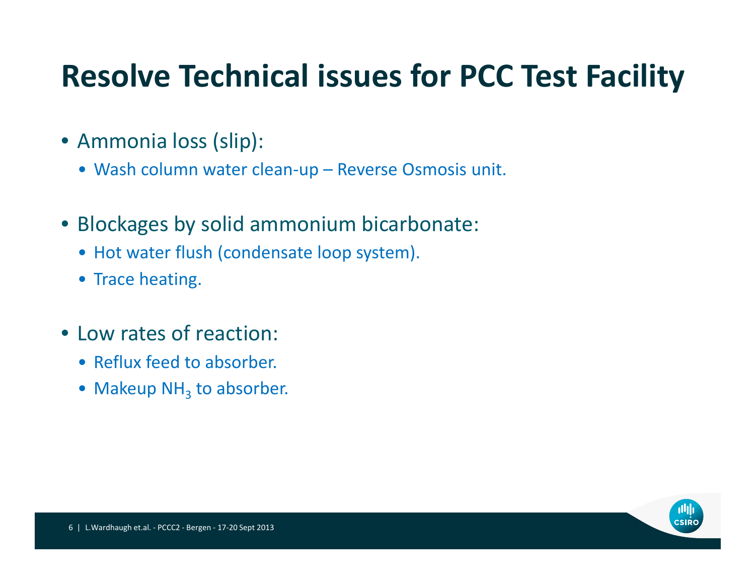# Resolve Technical issues for PCC Test Facility

- Ammonia loss (slip):
  - Wash column water clean-up – Reverse Osmosis unit.
- Blockages by solid ammonium bicarbonate:
  - Hot water flush (condensate loop system).
  - Trace heating.
- Low rates of reaction:
  - Reflux feed to absorber.
  - Makeup $NH_3$ to absorber.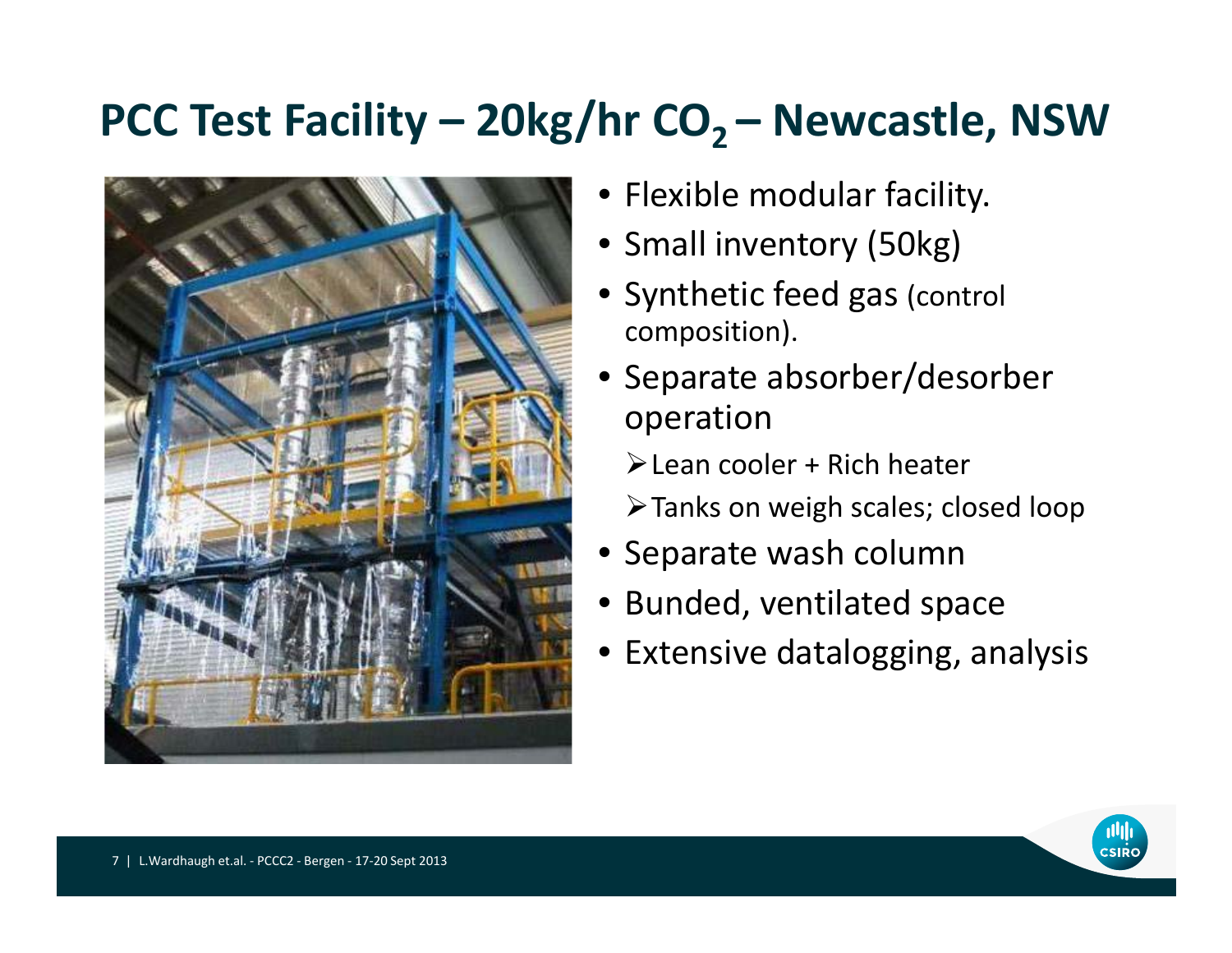# PCC Test Facility – 20kg/hr $CO_2$ – Newcastle, NSW

- Flexible modular facility.
- Small inventory (50kg)
- Synthetic feed gas (control composition).
- Separate absorber/desorber operation
  - Lean cooler + Rich heater
  - Tanks on weigh scales; closed loop
- Separate wash column
- Bunded, ventilated space
- Extensive datalogging, analysis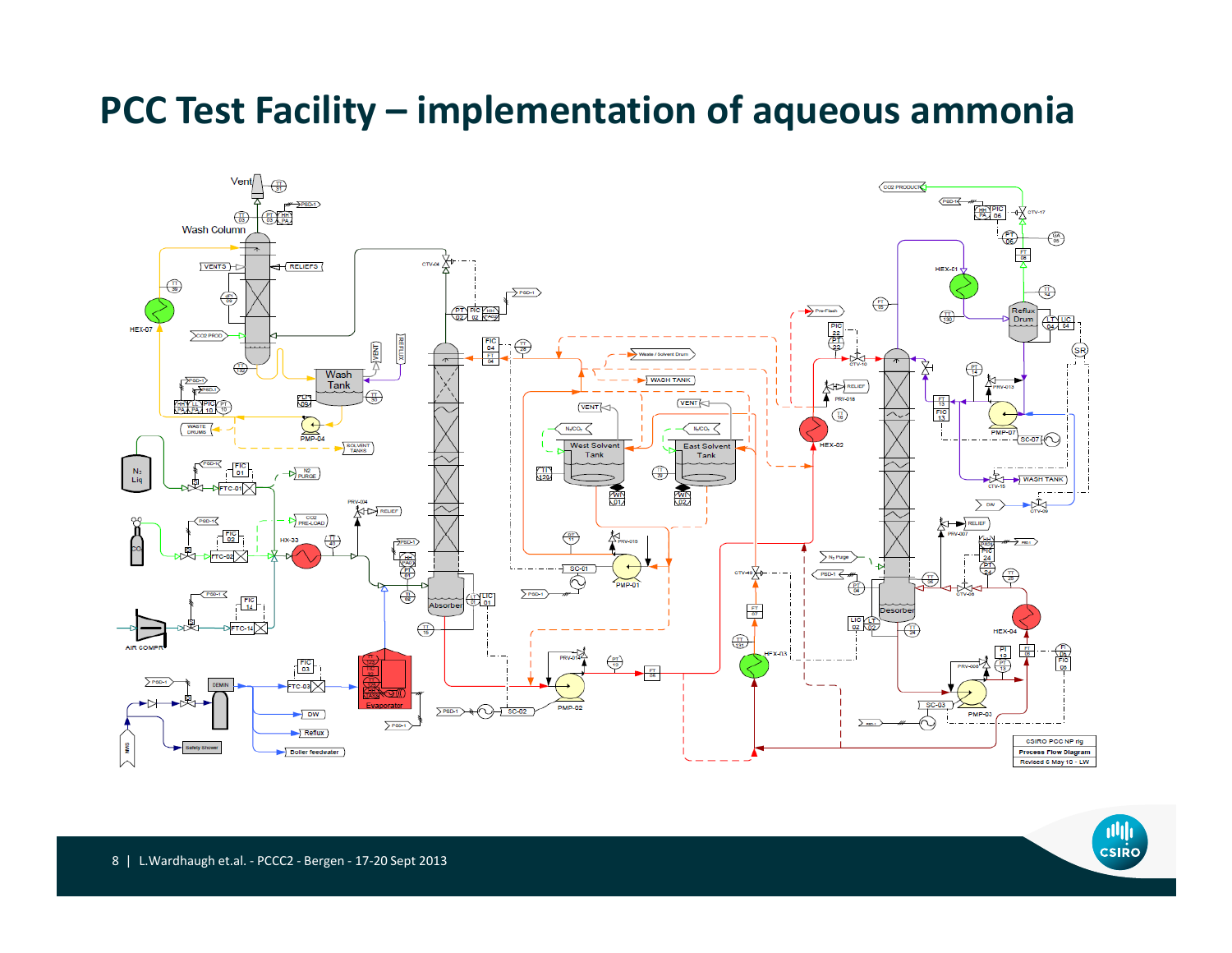# PCC Test Facility – implementation of aqueous ammonia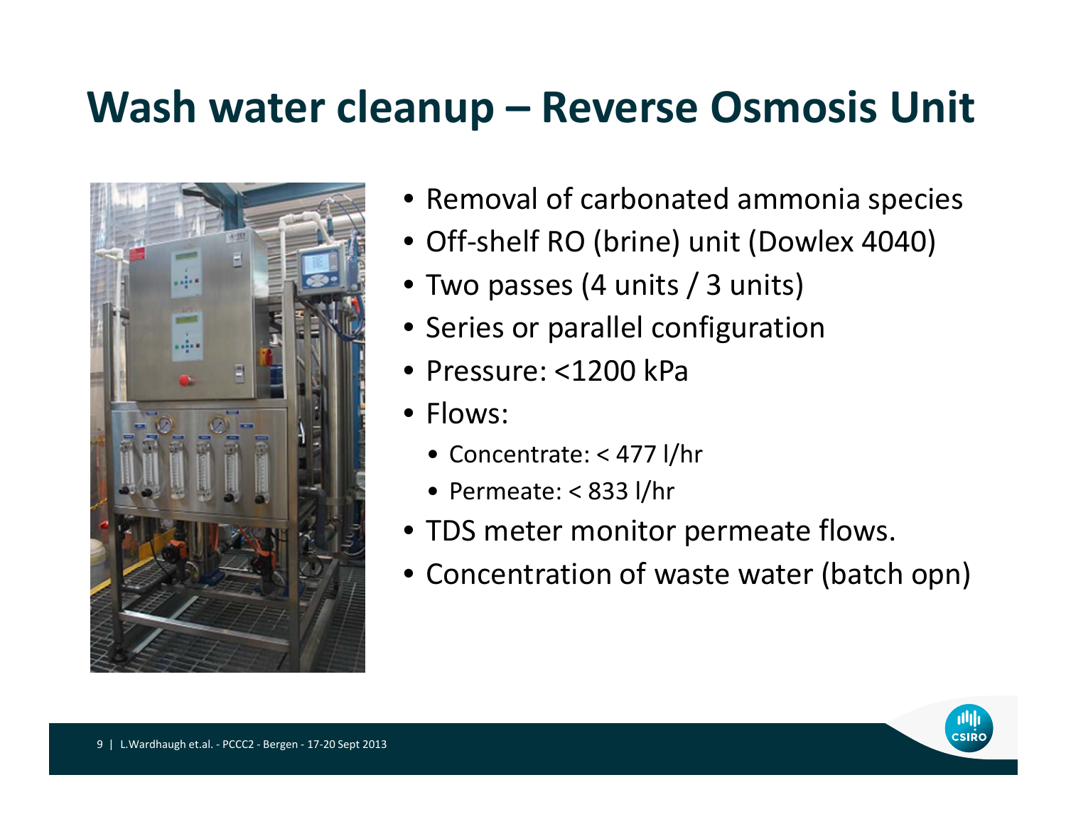# Wash water cleanup – Reverse Osmosis Unit

- Removal of carbonated ammonia species
- Off-shelf RO (brine) unit (Dowlex 4040)
- Two passes (4 units / 3 units)
- Series or parallel configuration
- Pressure: <1200 kPa
- Flows:
  - Concentrate: < 477 l/hr
  - Permeate: < 833 l/hr
- TDS meter monitor permeate flows.
- Concentration of waste water (batch opn)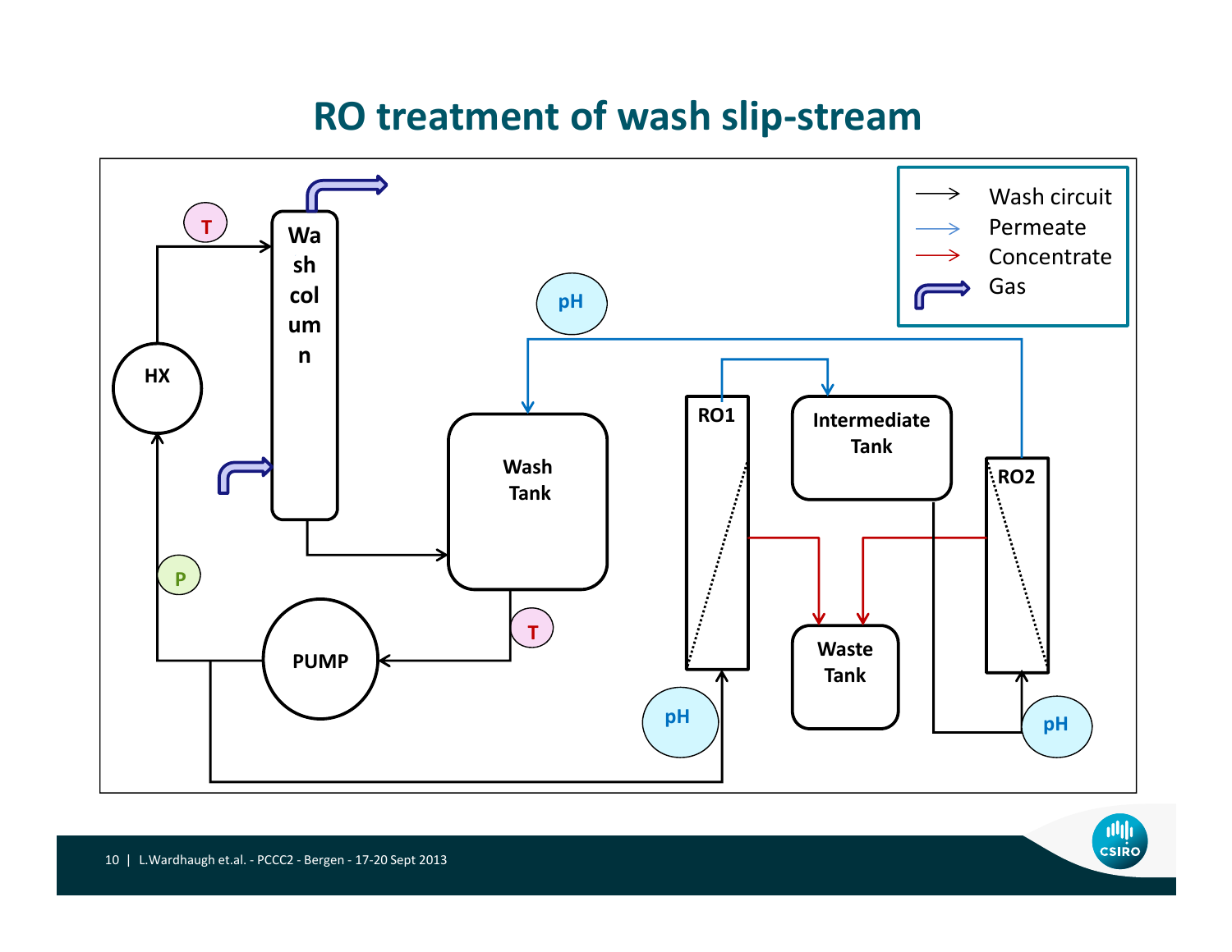# RO treatment of wash slip-stream

Wash circuit

Permeate

Concentrate

Gas

HX

T

Wash column

pH

Wash Tank

RO1

Intermediate Tank

RO2

P

PUMP

T

Waste Tank

pH

pH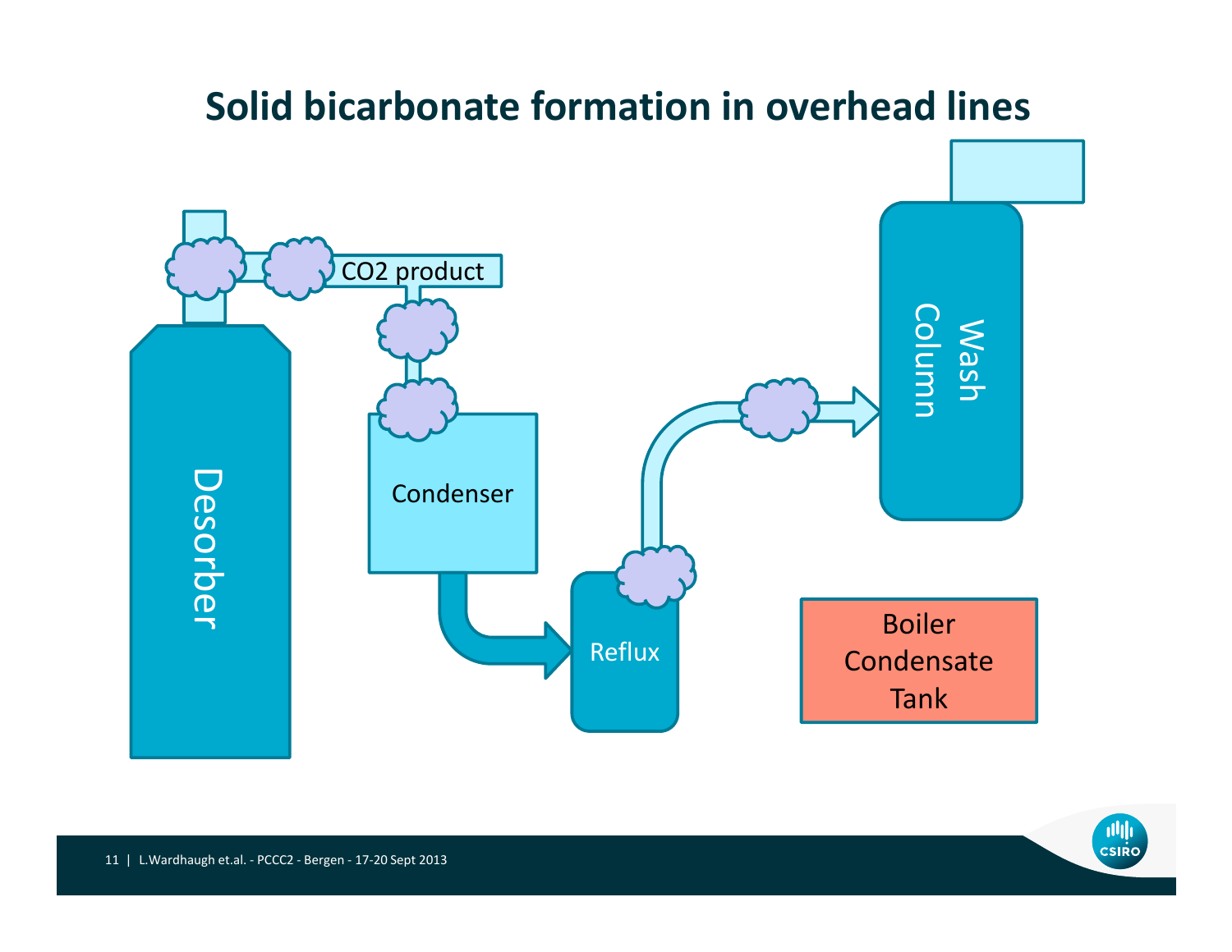# Solid bicarbonate formation in overhead lines

Desorber

$CO_2$ product

Condenser

Reflux

Wash Column

Boiler Condensate Tank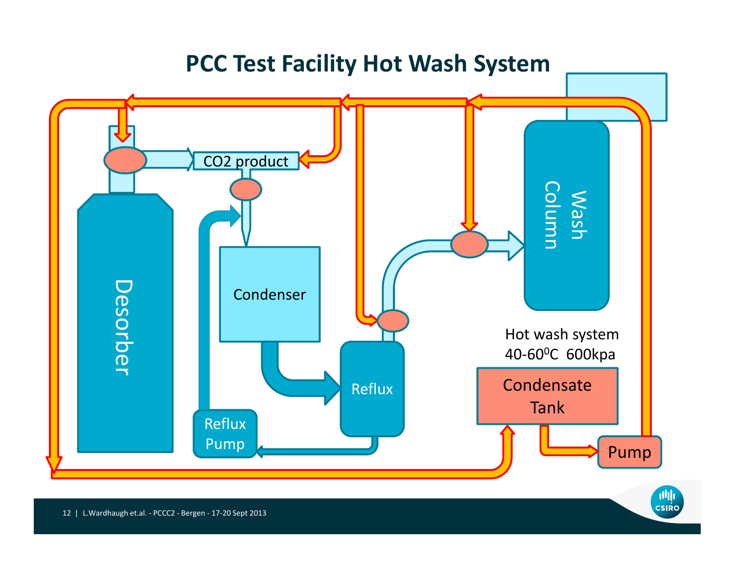# PCC Test Facility Hot Wash System

Desorber

CO2 product

Condenser

Reflux

Reflux Pump

Wash Column

Hot wash system
40-60$^0$C 600kpa

Condensate Tank

Pump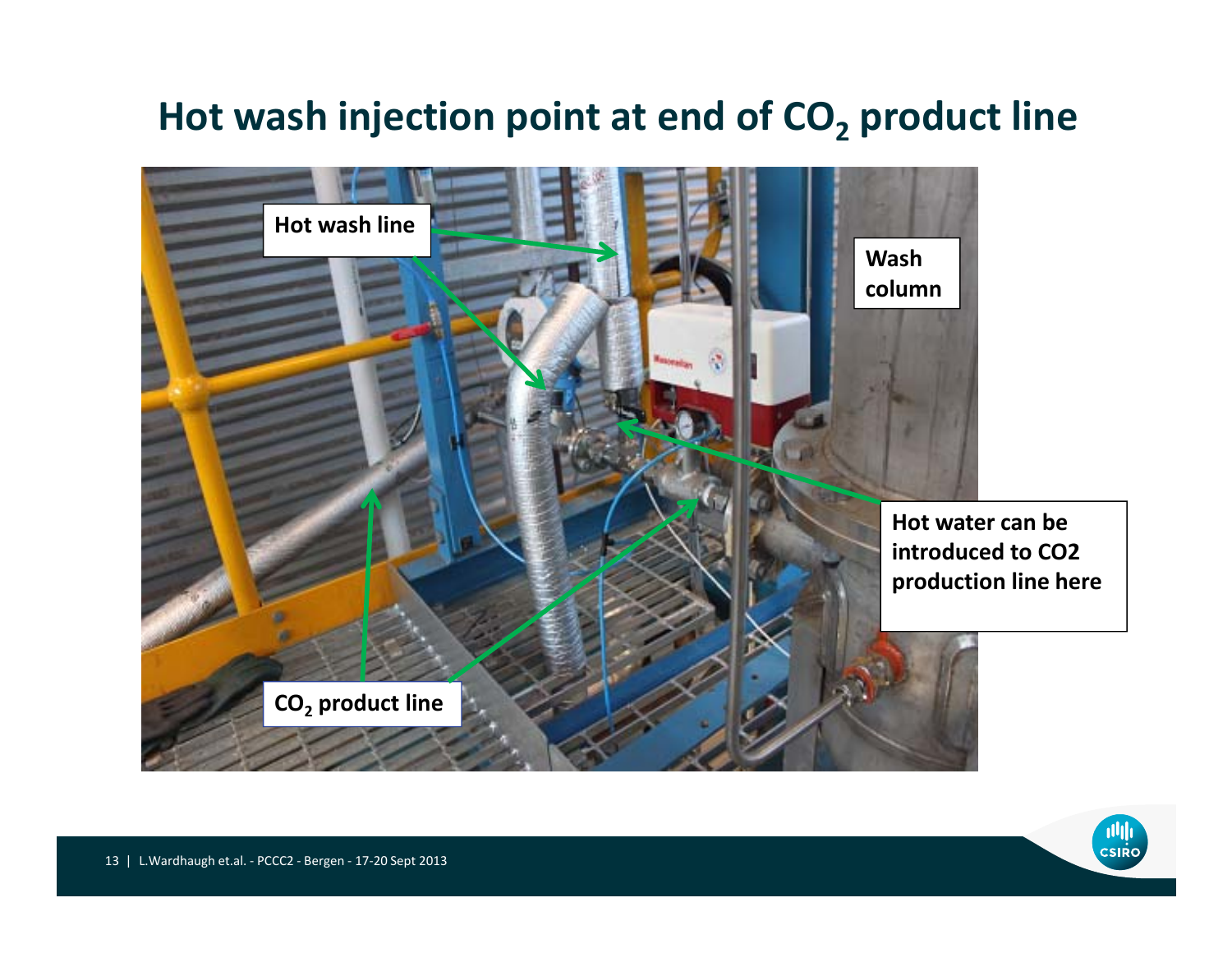# Hot wash injection point at end of $CO_2$ product line

Hot wash line

Wash column

Hot water can be introduced to CO2 production line here

$CO_2$ product line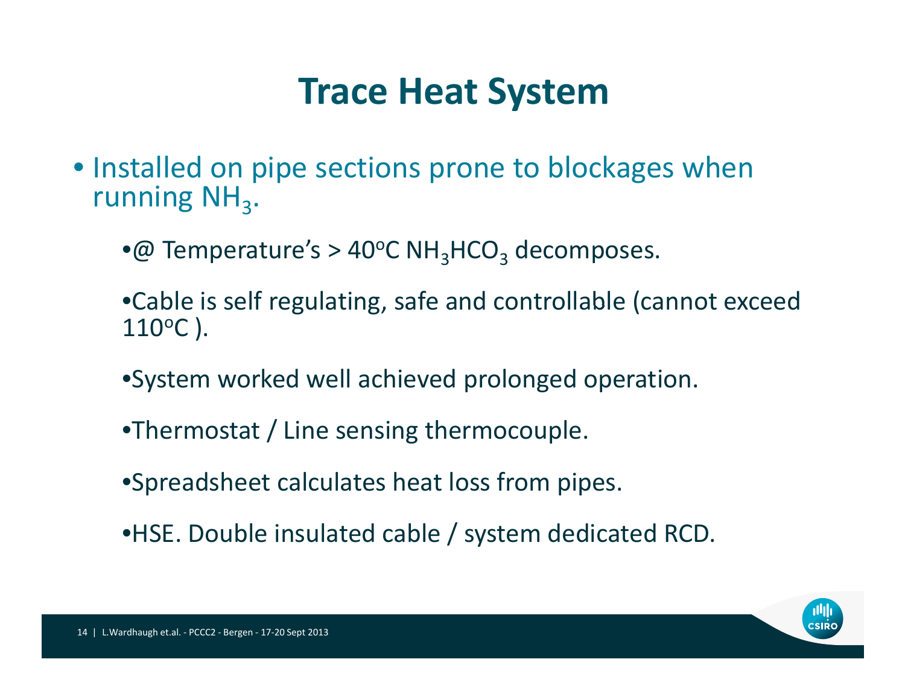# Trace Heat System

- Installed on pipe sections prone to blockages when running $NH_3$.
  - @ Temperature's > 40$^oC$ $NH_3HCO_3$ decomposes.
  - Cable is self regulating, safe and controllable (cannot exceed 110$^oC$ ).
  - System worked well achieved prolonged operation.
  - Thermostat / Line sensing thermocouple.
  - Spreadsheet calculates heat loss from pipes.
  - HSE. Double insulated cable / system dedicated RCD.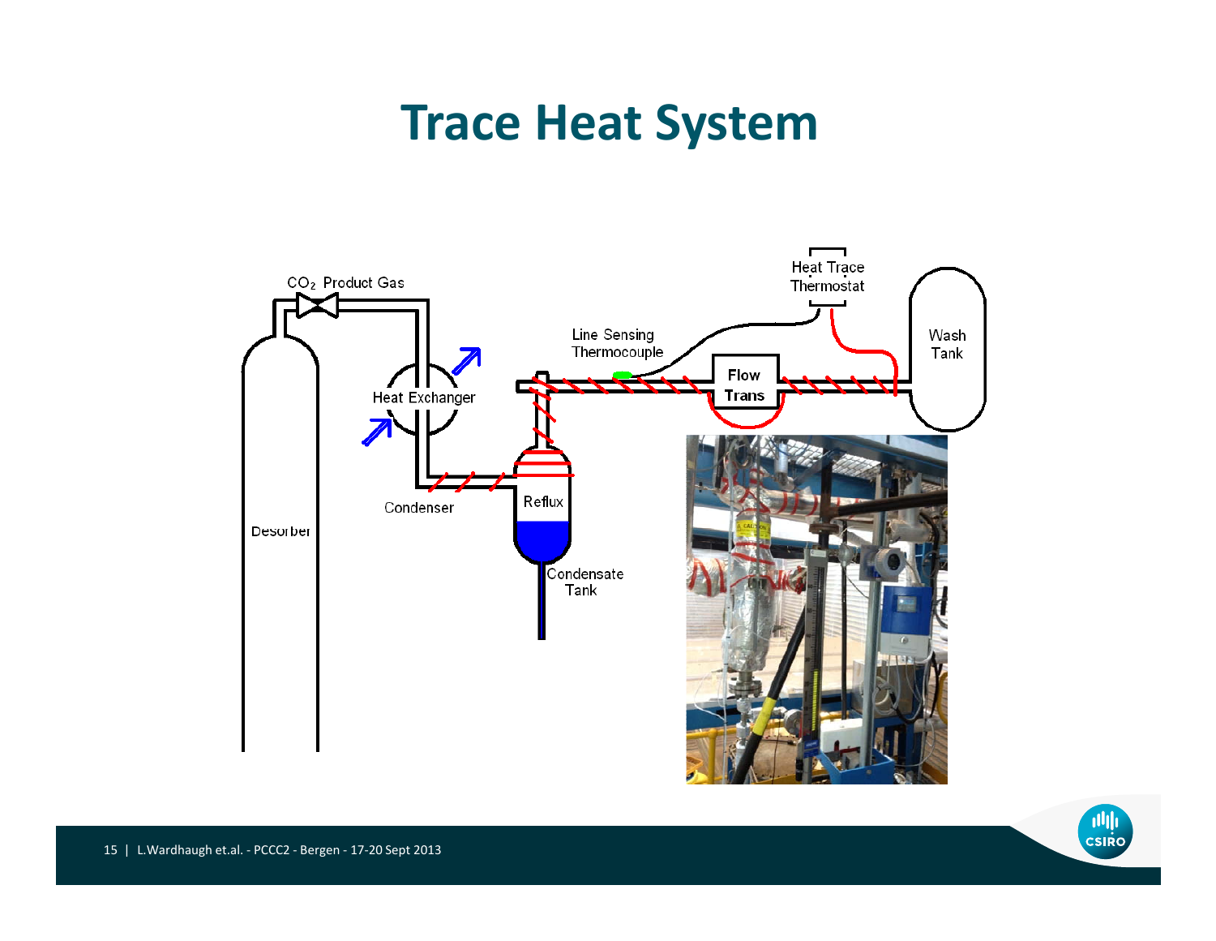# Trace Heat System

CO$_2$ Product Gas

Heat Trace Thermostat

Wash Tank

Line Sensing Thermocouple

Heat Exchanger

Flow Trans

Condenser

Reflux

Desorber

Condensate Tank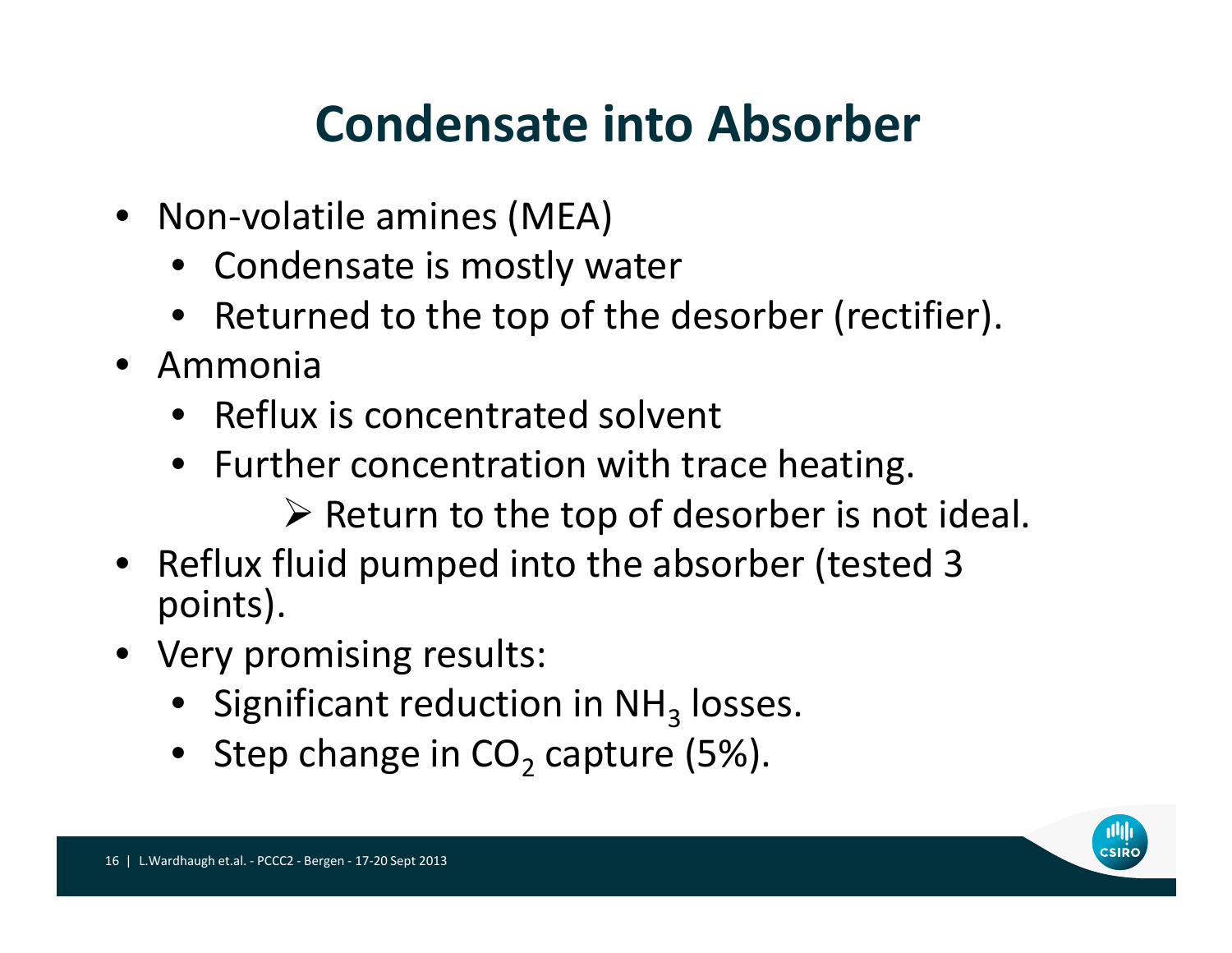# Condensate into Absorber

- Non-volatile amines (MEA)
  - Condensate is mostly water
  - Returned to the top of the desorber (rectifier).
- Ammonia
  - Reflux is concentrated solvent
  - Further concentration with trace heating.
    - ➢ Return to the top of desorber is not ideal.
- Reflux fluid pumped into the absorber (tested 3 points).
- Very promising results:
  - Significant reduction in $NH_3$ losses.
  - Step change in $CO_2$ capture (5%).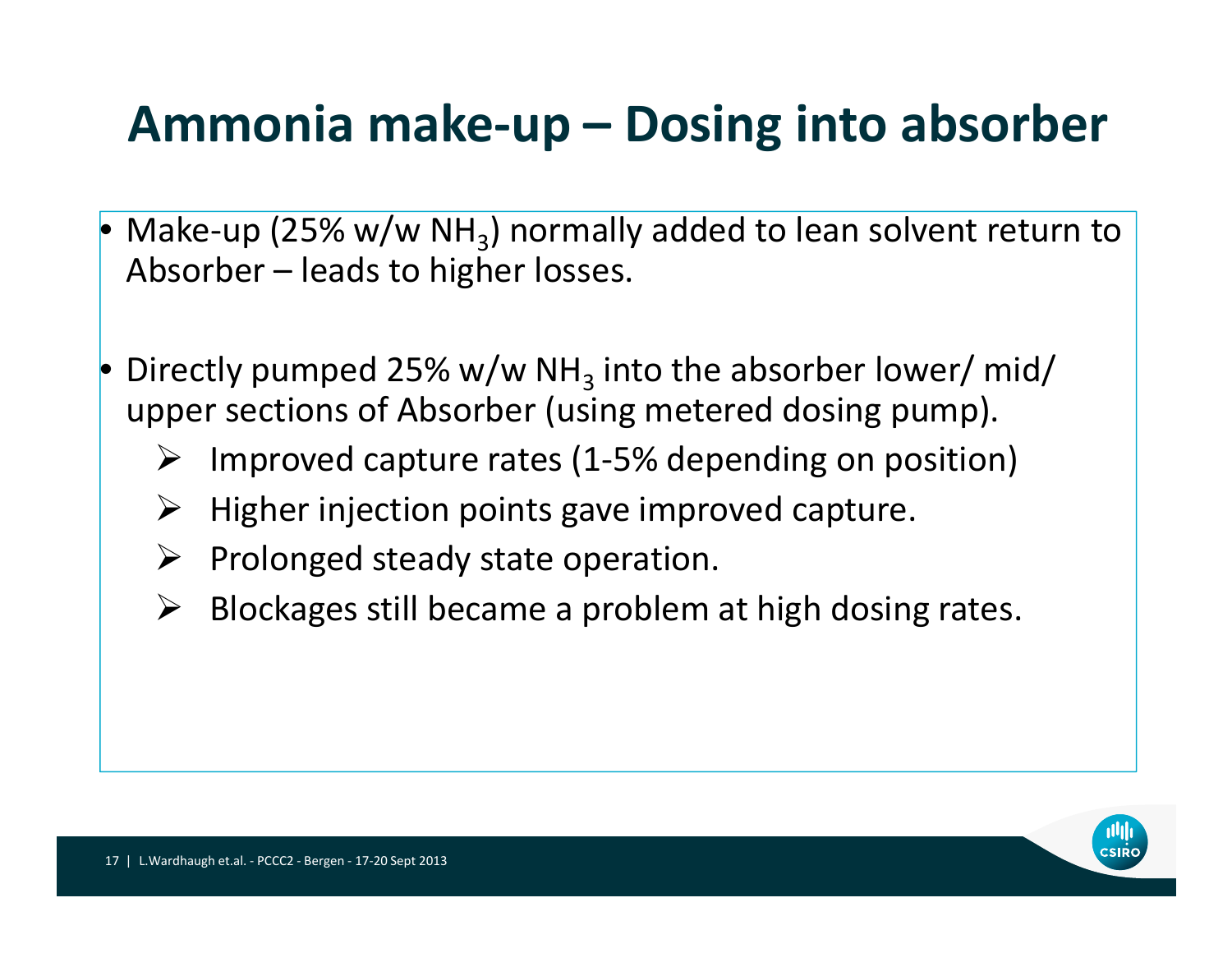# Ammonia make-up – Dosing into absorber

- Make-up (25% w/w $NH_3$) normally added to lean solvent return to Absorber – leads to higher losses.

- Directly pumped 25% w/w $NH_3$ into the absorber lower/ mid/ upper sections of Absorber (using metered dosing pump).
  - Improved capture rates (1-5% depending on position)
  - Higher injection points gave improved capture.
  - Prolonged steady state operation.
  - Blockages still became a problem at high dosing rates.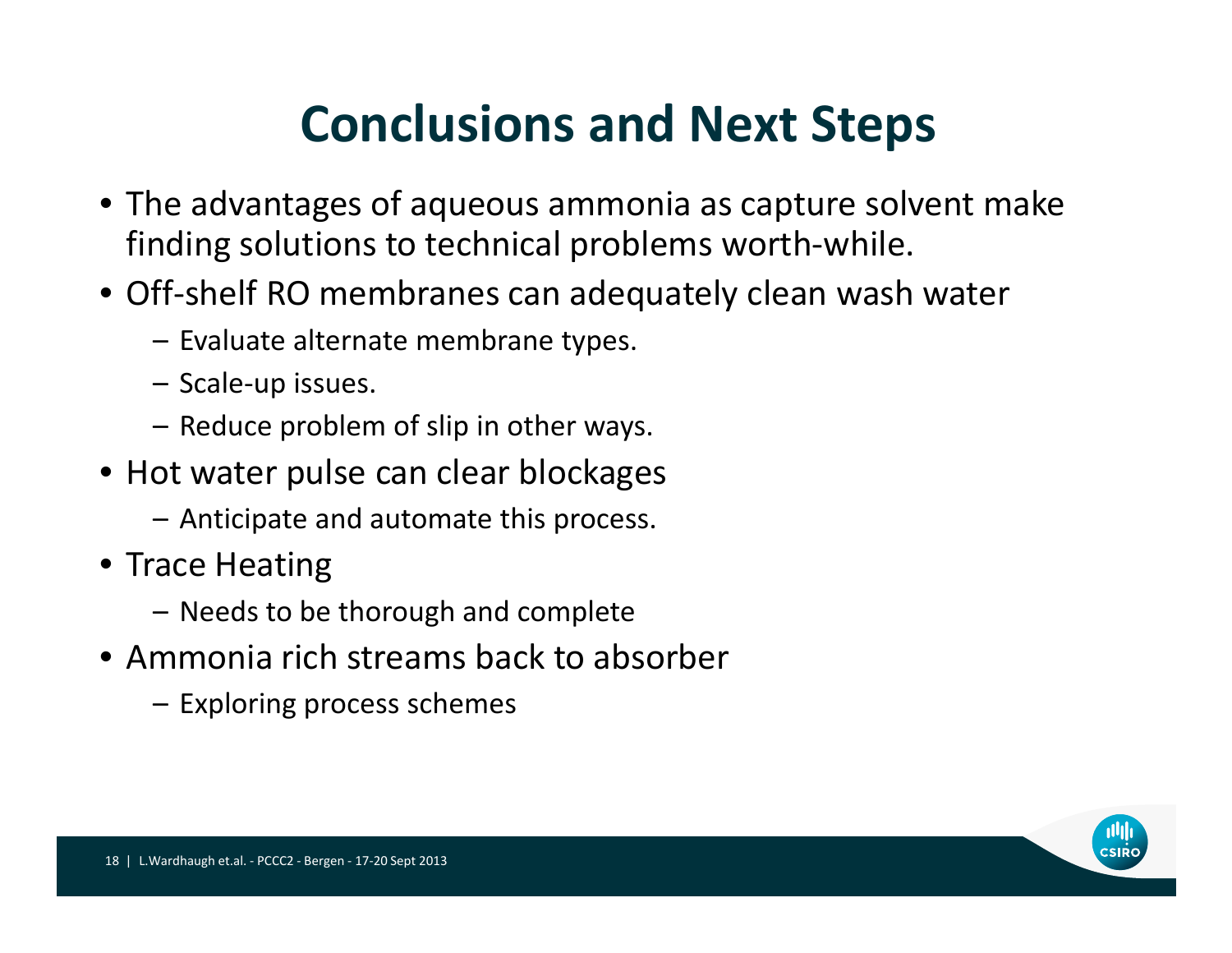# Conclusions and Next Steps

- The advantages of aqueous ammonia as capture solvent make finding solutions to technical problems worth-while.
- Off-shelf RO membranes can adequately clean wash water
  - Evaluate alternate membrane types.
  - Scale-up issues.
  - Reduce problem of slip in other ways.
- Hot water pulse can clear blockages
  - Anticipate and automate this process.
- Trace Heating
  - Needs to be thorough and complete
- Ammonia rich streams back to absorber
  - Exploring process schemes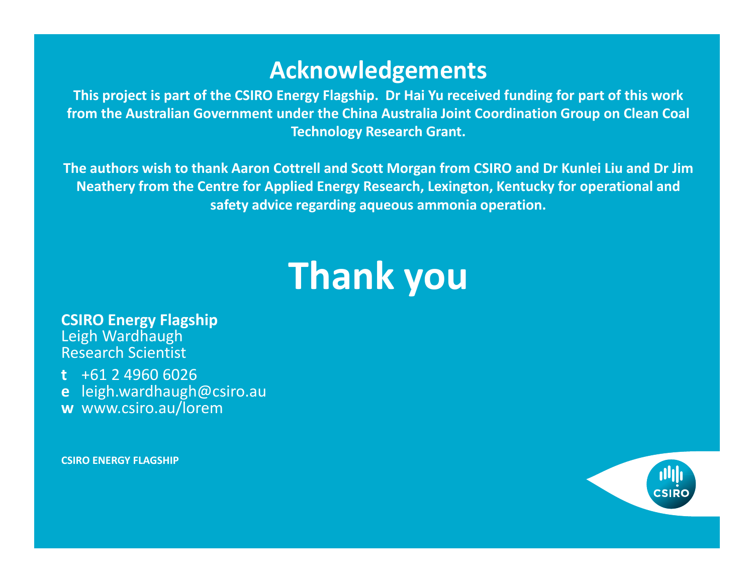## Acknowledgements

**This project is part of the CSIRO Energy Flagship. Dr Hai Yu received funding for part of this work from the Australian Government under the China Australia Joint Coordination Group on Clean Coal Technology Research Grant.**

**The authors wish to thank Aaron Cottrell and Scott Morgan from CSIRO and Dr Kunlei Liu and Dr Jim Neathery from the Centre for Applied Energy Research, Lexington, Kentucky for operational and safety advice regarding aqueous ammonia operation.**

# Thank you

**CSIRO Energy Flagship**
Leigh Wardhaugh
Research Scientist

**t** +61 2 4960 6026
**e** leigh.wardhaugh@csiro.au
**w** www.csiro.au/lorem

**CSIRO ENERGY FLAGSHIP**

CSIRO